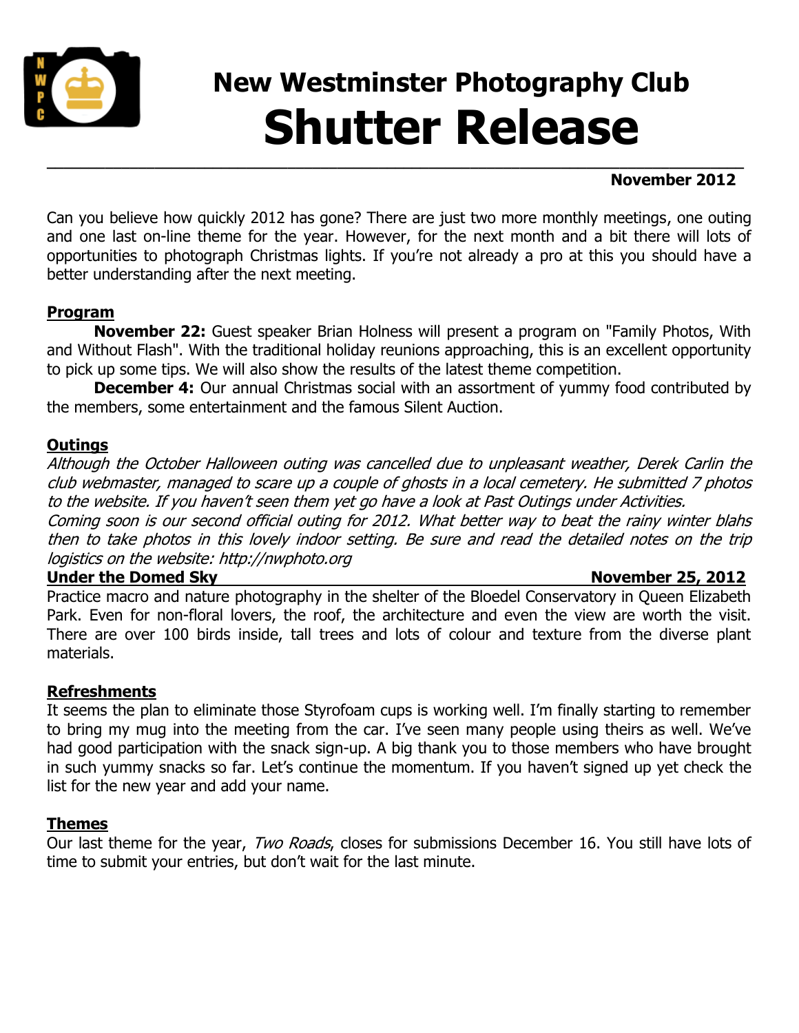# New Westminster Photography Club

# Shutter Release

**November 2012**

Can you believe how quickly 2012 has gone? There are just two more monthly meetings, one outing and one last on-line theme for the year. However, for the next month and a bit there will lots of opportunities to photograph Christmas lights. If you're not already a pro at this you should have a better understanding after the next meeting.

## Program

**November 22:** Guest speaker Brian Holness will present a program on "Family Photos, With and Without Flash". With the traditional holiday reunions approaching, this is an excellent opportunity to pick up some tips. We will also show the results of the latest theme competition.

**December 4:** Our annual Christmas social with an assortment of yummy food contributed by the members, some entertainment and the famous Silent Auction.

## Outings

*Although the October Halloween outing was cancelled due to unpleasant weather, Derek Carlin the club webmaster, managed to scare up a couple of ghosts in a local cemetery. He submitted 7 photos to the website. If you haven't seen them yet go have a look at Past Outings under Activities.*

*Coming soon is our second official outing for 2012. What better way to beat the rainy winter blahs then to take photos in this lovely indoor setting. Be sure and read the detailed notes on the trip logistics on the website: http://nwphoto.org*

**Under the Domed Sky — November 25, 2012**

Practice macro and nature photography in the shelter of the Bloedel Conservatory in Queen Elizabeth Park. Even for non-floral lovers, the roof, the architecture and even the view are worth the visit. There are over 100 birds inside, tall trees and lots of colour and texture from the diverse plant materials.

## Refreshments

It seems the plan to eliminate those Styrofoam cups is working well. I'm finally starting to remember to bring my mug into the meeting from the car. I've seen many people using theirs as well. We've had good participation with the snack sign-up. A big thank you to those members who have brought in such yummy snacks so far. Let's continue the momentum. If you haven't signed up yet check the list for the new year and add your name.

## Themes

Our last theme for the year, *Two Roads*, closes for submissions December 16. You still have lots of time to submit your entries, but don't wait for the last minute.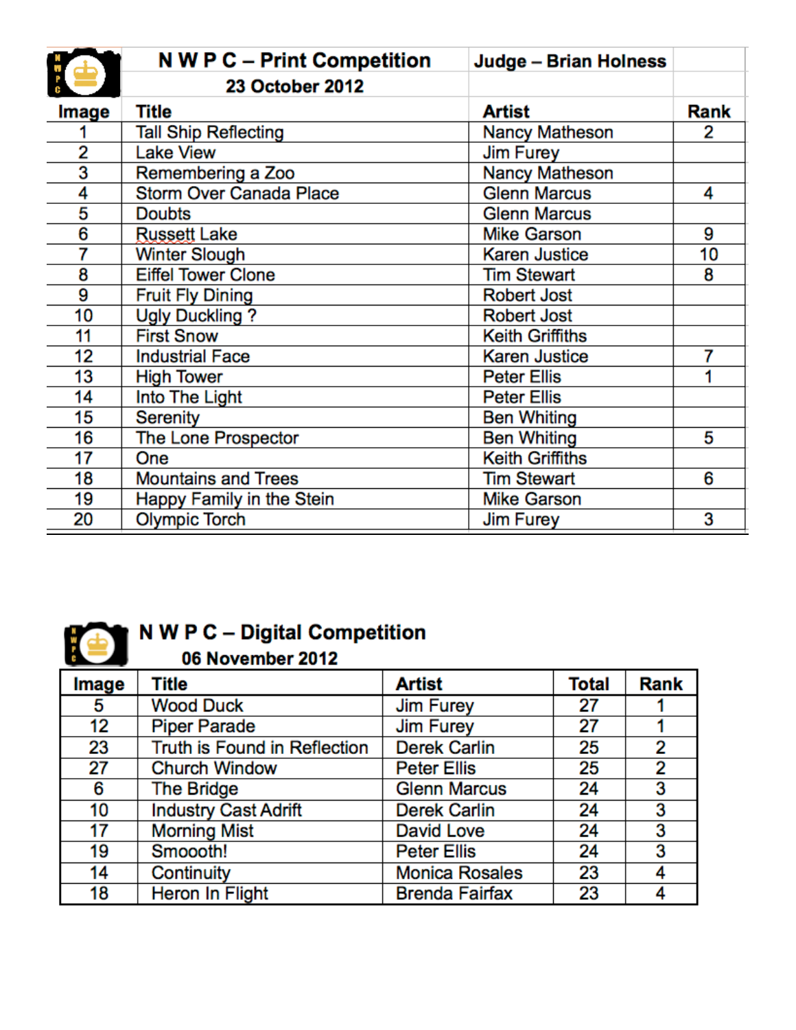## N W P C – Print Competition

**23 October 2012**

**Judge – Brian Holness**

| Image | Title | Artist | Rank |
|---|---|---|---|
| 1 | Tall Ship Reflecting | Nancy Matheson | 2 |
| 2 | Lake View | Jim Furey | |
| 3 | Remembering a Zoo | Nancy Matheson | |
| 4 | Storm Over Canada Place | Glenn Marcus | 4 |
| 5 | Doubts | Glenn Marcus | |
| 6 | Russett Lake | Mike Garson | 9 |
| 7 | Winter Slough | Karen Justice | 10 |
| 8 | Eiffel Tower Clone | Tim Stewart | 8 |
| 9 | Fruit Fly Dining | Robert Jost | |
| 10 | Ugly Duckling ? | Robert Jost | |
| 11 | First Snow | Keith Griffiths | |
| 12 | Industrial Face | Karen Justice | 7 |
| 13 | High Tower | Peter Ellis | 1 |
| 14 | Into The Light | Peter Ellis | |
| 15 | Serenity | Ben Whiting | |
| 16 | The Lone Prospector | Ben Whiting | 5 |
| 17 | One | Keith Griffiths | |
| 18 | Mountains and Trees | Tim Stewart | 6 |
| 19 | Happy Family in the Stein | Mike Garson | |
| 20 | Olympic Torch | Jim Furey | 3 |

## N W P C – Digital Competition

**06 November 2012**

| Image | Title | Artist | Total | Rank |
|---|---|---|---|---|
| 5 | Wood Duck | Jim Furey | 27 | 1 |
| 12 | Piper Parade | Jim Furey | 27 | 1 |
| 23 | Truth is Found in Reflection | Derek Carlin | 25 | 2 |
| 27 | Church Window | Peter Ellis | 25 | 2 |
| 6 | The Bridge | Glenn Marcus | 24 | 3 |
| 10 | Industry Cast Adrift | Derek Carlin | 24 | 3 |
| 17 | Morning Mist | David Love | 24 | 3 |
| 19 | Smoooth! | Peter Ellis | 24 | 3 |
| 14 | Continuity | Monica Rosales | 23 | 4 |
| 18 | Heron In Flight | Brenda Fairfax | 23 | 4 |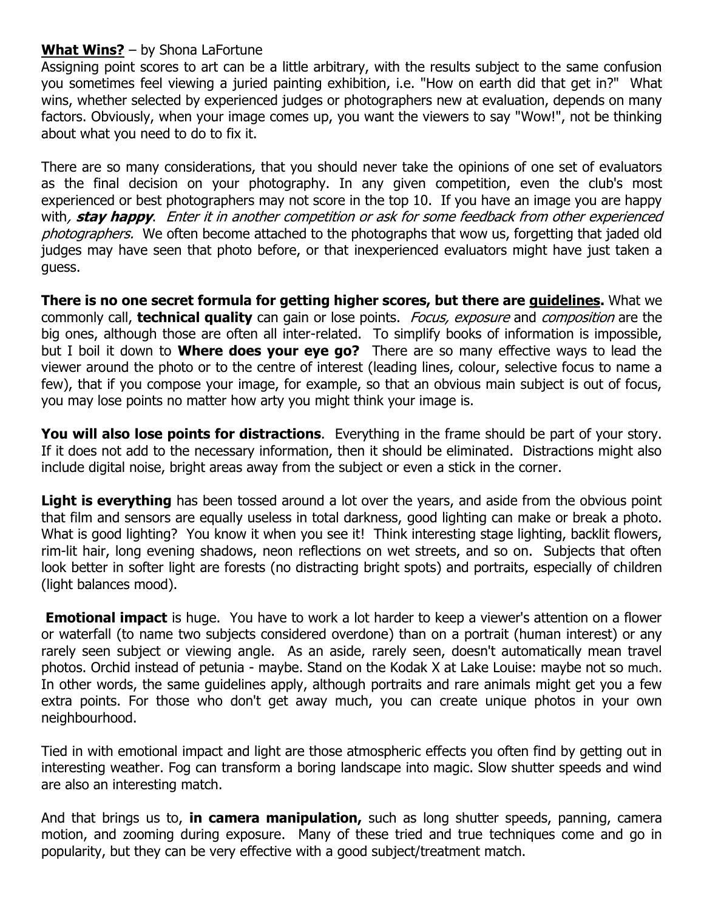**<u>What Wins?</u>** – by Shona LaFortune

Assigning point scores to art can be a little arbitrary, with the results subject to the same confusion you sometimes feel viewing a juried painting exhibition, i.e. "How on earth did that get in?" What wins, whether selected by experienced judges or photographers new at evaluation, depends on many factors. Obviously, when your image comes up, you want the viewers to say "Wow!", not be thinking about what you need to do to fix it.

There are so many considerations, that you should never take the opinions of one set of evaluators as the final decision on your photography. In any given competition, even the club's most experienced or best photographers may not score in the top 10. If you have an image you are happy with, ***stay happy***. *Enter it in another competition or ask for some feedback from other experienced photographers.* We often become attached to the photographs that wow us, forgetting that jaded old judges may have seen that photo before, or that inexperienced evaluators might have just taken a guess.

**There is no one secret formula for getting higher scores, but there are <u>guidelines</u>.** What we commonly call, **technical quality** can gain or lose points. *Focus, exposure* and *composition* are the big ones, although those are often all inter-related. To simplify books of information is impossible, but I boil it down to **Where does your eye go?** There are so many effective ways to lead the viewer around the photo or to the centre of interest (leading lines, colour, selective focus to name a few), that if you compose your image, for example, so that an obvious main subject is out of focus, you may lose points no matter how arty you might think your image is.

**You will also lose points for distractions**. Everything in the frame should be part of your story. If it does not add to the necessary information, then it should be eliminated. Distractions might also include digital noise, bright areas away from the subject or even a stick in the corner.

**Light is everything** has been tossed around a lot over the years, and aside from the obvious point that film and sensors are equally useless in total darkness, good lighting can make or break a photo. What is good lighting? You know it when you see it! Think interesting stage lighting, backlit flowers, rim-lit hair, long evening shadows, neon reflections on wet streets, and so on. Subjects that often look better in softer light are forests (no distracting bright spots) and portraits, especially of children (light balances mood).

**Emotional impact** is huge. You have to work a lot harder to keep a viewer's attention on a flower or waterfall (to name two subjects considered overdone) than on a portrait (human interest) or any rarely seen subject or viewing angle. As an aside, rarely seen, doesn't automatically mean travel photos. Orchid instead of petunia - maybe. Stand on the Kodak X at Lake Louise: maybe not so much. In other words, the same guidelines apply, although portraits and rare animals might get you a few extra points. For those who don't get away much, you can create unique photos in your own neighbourhood.

Tied in with emotional impact and light are those atmospheric effects you often find by getting out in interesting weather. Fog can transform a boring landscape into magic. Slow shutter speeds and wind are also an interesting match.

And that brings us to, **in camera manipulation,** such as long shutter speeds, panning, camera motion, and zooming during exposure. Many of these tried and true techniques come and go in popularity, but they can be very effective with a good subject/treatment match.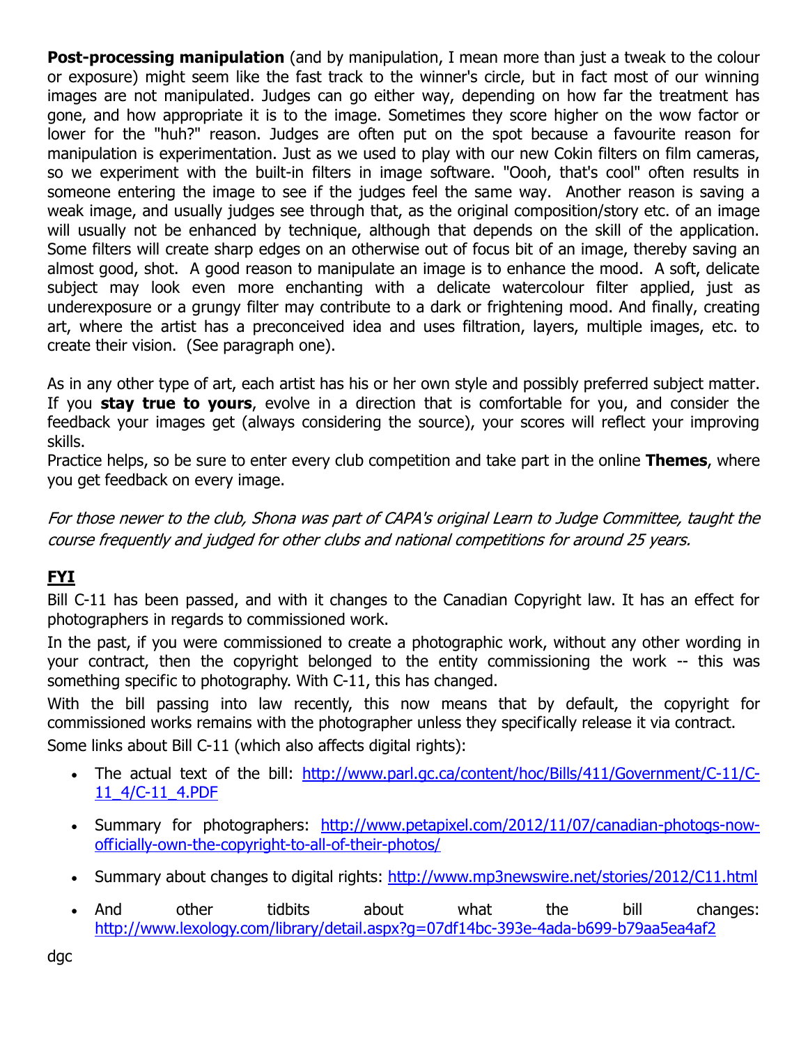**Post-processing manipulation** (and by manipulation, I mean more than just a tweak to the colour or exposure) might seem like the fast track to the winner's circle, but in fact most of our winning images are not manipulated. Judges can go either way, depending on how far the treatment has gone, and how appropriate it is to the image. Sometimes they score higher on the wow factor or lower for the "huh?" reason. Judges are often put on the spot because a favourite reason for manipulation is experimentation. Just as we used to play with our new Cokin filters on film cameras, so we experiment with the built-in filters in image software. "Oooh, that's cool" often results in someone entering the image to see if the judges feel the same way. Another reason is saving a weak image, and usually judges see through that, as the original composition/story etc. of an image will usually not be enhanced by technique, although that depends on the skill of the application. Some filters will create sharp edges on an otherwise out of focus bit of an image, thereby saving an almost good, shot. A good reason to manipulate an image is to enhance the mood. A soft, delicate subject may look even more enchanting with a delicate watercolour filter applied, just as underexposure or a grungy filter may contribute to a dark or frightening mood. And finally, creating art, where the artist has a preconceived idea and uses filtration, layers, multiple images, etc. to create their vision. (See paragraph one).

As in any other type of art, each artist has his or her own style and possibly preferred subject matter. If you **stay true to yours**, evolve in a direction that is comfortable for you, and consider the feedback your images get (always considering the source), your scores will reflect your improving skills.

Practice helps, so be sure to enter every club competition and take part in the online **Themes**, where you get feedback on every image.

*For those newer to the club, Shona was part of CAPA's original Learn to Judge Committee, taught the course frequently and judged for other clubs and national competitions for around 25 years.*

## FYI

Bill C-11 has been passed, and with it changes to the Canadian Copyright law. It has an effect for photographers in regards to commissioned work.

In the past, if you were commissioned to create a photographic work, without any other wording in your contract, then the copyright belonged to the entity commissioning the work -- this was something specific to photography. With C-11, this has changed.

With the bill passing into law recently, this now means that by default, the copyright for commissioned works remains with the photographer unless they specifically release it via contract.

Some links about Bill C-11 (which also affects digital rights):

- The actual text of the bill: http://www.parl.gc.ca/content/hoc/Bills/411/Government/C-11/C-11_4/C-11_4.PDF
- Summary for photographers: http://www.petapixel.com/2012/11/07/canadian-photogs-now-officially-own-the-copyright-to-all-of-their-photos/
- Summary about changes to digital rights: http://www.mp3newswire.net/stories/2012/C11.html
- And other tidbits about what the bill changes: http://www.lexology.com/library/detail.aspx?g=07df14bc-393e-4ada-b699-b79aa5ea4af2

dgc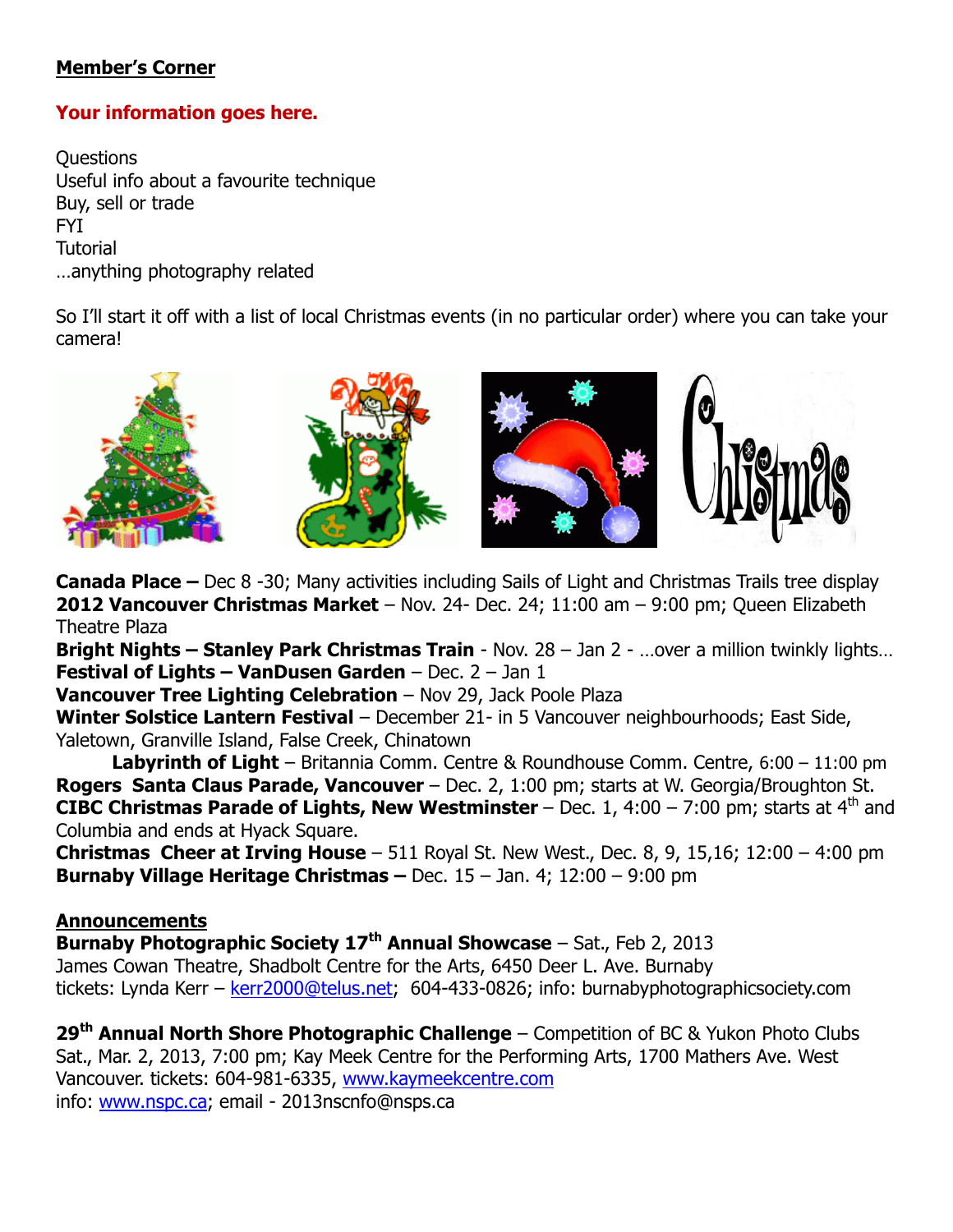## Member's Corner

**Your information goes here.**

Questions
Useful info about a favourite technique
Buy, sell or trade
FYI
Tutorial
…anything photography related

So I'll start it off with a list of local Christmas events (in no particular order) where you can take your camera!

**Canada Place –** Dec 8 -30; Many activities including Sails of Light and Christmas Trails tree display
**2012 Vancouver Christmas Market** – Nov. 24- Dec. 24; 11:00 am – 9:00 pm; Queen Elizabeth Theatre Plaza
**Bright Nights – Stanley Park Christmas Train** - Nov. 28 – Jan 2 - …over a million twinkly lights…
**Festival of Lights – VanDusen Garden** – Dec. 2 – Jan 1
**Vancouver Tree Lighting Celebration** – Nov 29, Jack Poole Plaza
**Winter Solstice Lantern Festival** – December 21- in 5 Vancouver neighbourhoods; East Side, Yaletown, Granville Island, False Creek, Chinatown
**Labyrinth of Light** – Britannia Comm. Centre & Roundhouse Comm. Centre, 6:00 – 11:00 pm
**Rogers Santa Claus Parade, Vancouver** – Dec. 2, 1:00 pm; starts at W. Georgia/Broughton St.
**CIBC Christmas Parade of Lights, New Westminster** – Dec. 1, 4:00 – 7:00 pm; starts at 4th and Columbia and ends at Hyack Square.
**Christmas Cheer at Irving House** – 511 Royal St. New West., Dec. 8, 9, 15,16; 12:00 – 4:00 pm
**Burnaby Village Heritage Christmas –** Dec. 15 – Jan. 4; 12:00 – 9:00 pm

## Announcements

**Burnaby Photographic Society 17th Annual Showcase** – Sat., Feb 2, 2013
James Cowan Theatre, Shadbolt Centre for the Arts, 6450 Deer L. Ave. Burnaby
tickets: Lynda Kerr – kerr2000@telus.net; 604-433-0826; info: burnabyphotographicsociety.com

**29th Annual North Shore Photographic Challenge** – Competition of BC & Yukon Photo Clubs
Sat., Mar. 2, 2013, 7:00 pm; Kay Meek Centre for the Performing Arts, 1700 Mathers Ave. West Vancouver. tickets: 604-981-6335, www.kaymeekcentre.com
info: www.nspc.ca; email - 2013nscnfo@nsps.ca